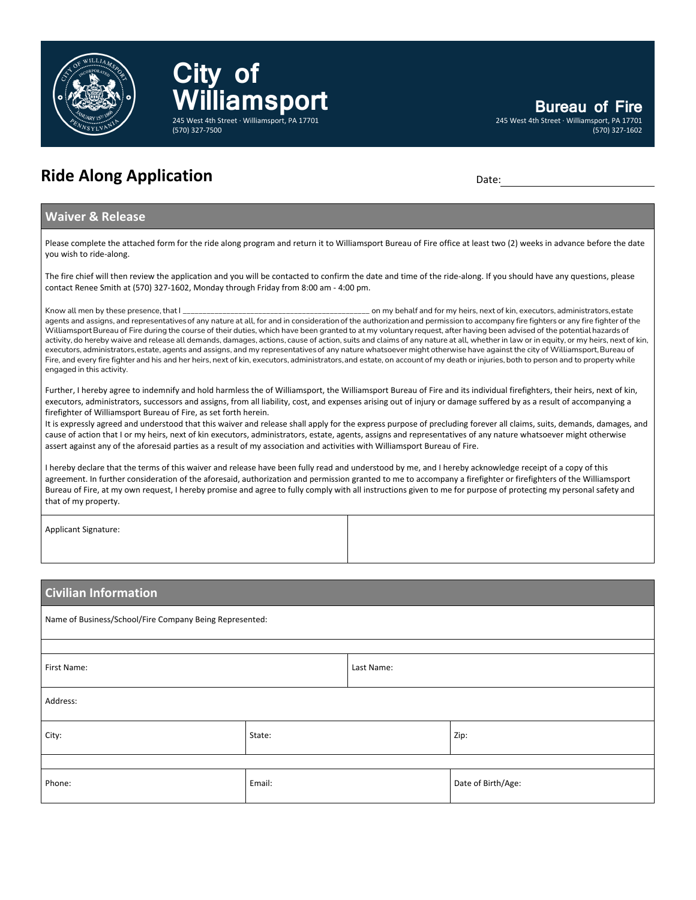# City of Williamsport

245 West 4th Street · Williamsport, PA 17701
(570) 327-7500

**Bureau of Fire**
245 West 4th Street · Williamsport, PA 17701
(570) 327-1602

## Ride Along Application

Date: ____________________

### Waiver & Release

Please complete the attached form for the ride along program and return it to Williamsport Bureau of Fire office at least two (2) weeks in advance before the date you wish to ride-along.

The fire chief will then review the application and you will be contacted to confirm the date and time of the ride-along. If you should have any questions, please contact Renee Smith at (570) 327-1602, Monday through Friday from 8:00 am - 4:00 pm.

Know all men by these presence, that I ____________________________________________ on my behalf and for my heirs, next of kin, executors, administrators, estate agents and assigns, and representatives of any nature at all, for and in consideration of the authorization and permission to accompany fire fighters or any fire fighter of the Williamsport Bureau of Fire during the course of their duties, which have been granted to at my voluntary request, after having been advised of the potential hazards of activity, do hereby waive and release all demands, damages, actions, cause of action, suits and claims of any nature at all, whether in law or in equity, or my heirs, next of kin, executors, administrators, estate, agents and assigns, and my representatives of any nature whatsoever might otherwise have against the city of Williamsport, Bureau of Fire, and every fire fighter and his and her heirs, next of kin, executors, administrators, and estate, on account of my death or injuries, both to person and to property while engaged in this activity.

Further, I hereby agree to indemnify and hold harmless the of Williamsport, the Williamsport Bureau of Fire and its individual firefighters, their heirs, next of kin, executors, administrators, successors and assigns, from all liability, cost, and expenses arising out of injury or damage suffered by as a result of accompanying a firefighter of Williamsport Bureau of Fire, as set forth herein.
It is expressly agreed and understood that this waiver and release shall apply for the express purpose of precluding forever all claims, suits, demands, damages, and cause of action that I or my heirs, next of kin executors, administrators, estate, agents, assigns and representatives of any nature whatsoever might otherwise assert against any of the aforesaid parties as a result of my association and activities with Williamsport Bureau of Fire.

I hereby declare that the terms of this waiver and release have been fully read and understood by me, and I hereby acknowledge receipt of a copy of this agreement. In further consideration of the aforesaid, authorization and permission granted to me to accompany a firefighter or firefighters of the Williamsport Bureau of Fire, at my own request, I hereby promise and agree to fully comply with all instructions given to me for purpose of protecting my personal safety and that of my property.

| Applicant Signature: | |
|---|---|

### Civilian Information

| Name of Business/School/Fire Company Being Represented: | | |
|---|---|---|
| First Name: | Last Name: | |
| Address: | | |
| City: | State: | Zip: |
| Phone: | Email: | Date of Birth/Age: |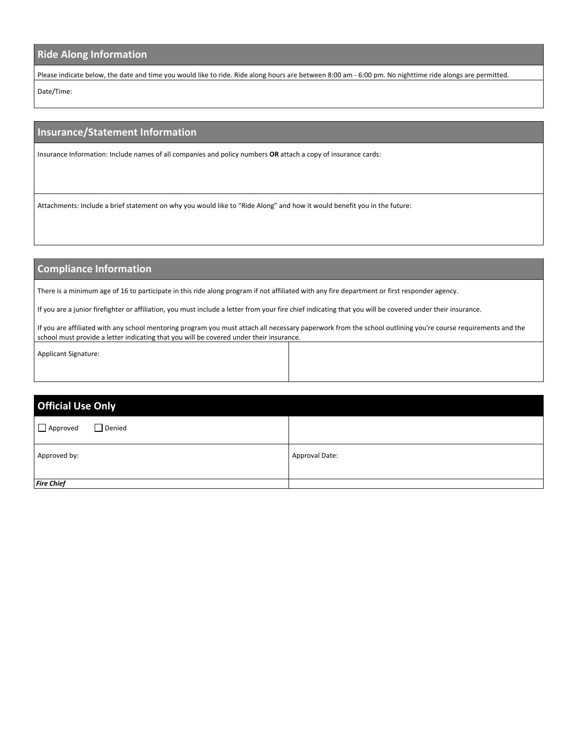## Ride Along Information

Please indicate below, the date and time you would like to ride. Ride along hours are between 8:00 am - 6:00 pm. No nighttime ride alongs are permitted.

Date/Time:

## Insurance/Statement Information

Insurance Information: Include names of all companies and policy numbers **OR** attach a copy of insurance cards:

Attachments: Include a brief statement on why you would like to "Ride Along" and how it would benefit you in the future:

## Compliance Information

There is a minimum age of 16 to participate in this ride along program if not affiliated with any fire department or first responder agency.

If you are a junior firefighter or affiliation, you must include a letter from your fire chief indicating that you will be covered under their insurance.

If you are affiliated with any school mentoring program you must attach all necessary paperwork from the school outlining you're course requirements and the school must provide a letter indicating that you will be covered under their insurance.

| | |
|---|---|
| Applicant Signature: | |

## Official Use Only

| | |
|---|---|
| ☐ Approved ☐ Denied | |
| Approved by: | Approval Date: |
| ***Fire Chief*** | |